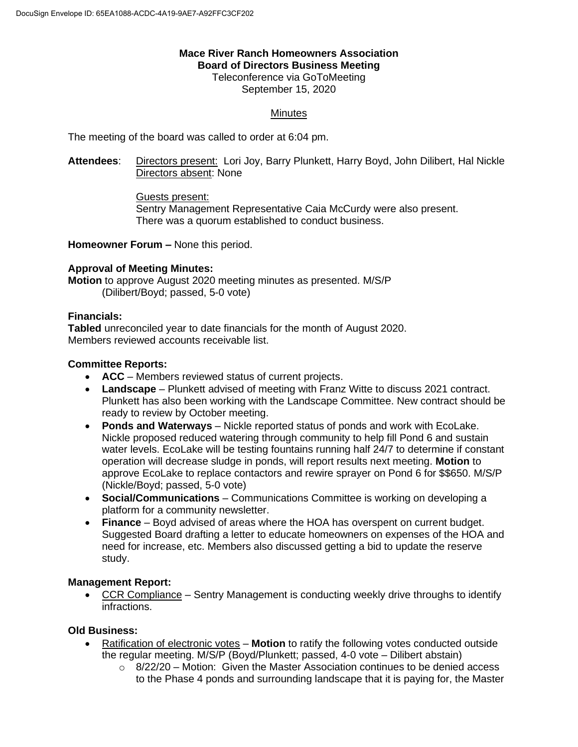DocuSign Envelope ID: 65EA1088-ACDC-4A19-9AE7-A92FFC3CF202

**Mace River Ranch Homeowners Association**
**Board of Directors Business Meeting**
Teleconference via GoToMeeting
September 15, 2020

Minutes

The meeting of the board was called to order at 6:04 pm.

**Attendees**: Directors present: Lori Joy, Barry Plunkett, Harry Boyd, John Dilibert, Hal Nickle
Directors absent: None

Guests present:
Sentry Management Representative Caia McCurdy were also present.
There was a quorum established to conduct business.

**Homeowner Forum –** None this period.

**Approval of Meeting Minutes:**
**Motion** to approve August 2020 meeting minutes as presented. M/S/P
(Dilibert/Boyd; passed, 5-0 vote)

**Financials:**
**Tabled** unreconciled year to date financials for the month of August 2020.
Members reviewed accounts receivable list.

**Committee Reports:**

- **ACC** – Members reviewed status of current projects.
- **Landscape** – Plunkett advised of meeting with Franz Witte to discuss 2021 contract. Plunkett has also been working with the Landscape Committee. New contract should be ready to review by October meeting.
- **Ponds and Waterways** – Nickle reported status of ponds and work with EcoLake. Nickle proposed reduced watering through community to help fill Pond 6 and sustain water levels. EcoLake will be testing fountains running half 24/7 to determine if constant operation will decrease sludge in ponds, will report results next meeting. **Motion** to approve EcoLake to replace contactors and rewire sprayer on Pond 6 for $$650. M/S/P (Nickle/Boyd; passed, 5-0 vote)
- **Social/Communications** – Communications Committee is working on developing a platform for a community newsletter.
- **Finance** – Boyd advised of areas where the HOA has overspent on current budget. Suggested Board drafting a letter to educate homeowners on expenses of the HOA and need for increase, etc. Members also discussed getting a bid to update the reserve study.

**Management Report:**

- CCR Compliance – Sentry Management is conducting weekly drive throughs to identify infractions.

**Old Business:**

- Ratification of electronic votes – **Motion** to ratify the following votes conducted outside the regular meeting. M/S/P (Boyd/Plunkett; passed, 4-0 vote – Dilibert abstain)
  - 8/22/20 – Motion: Given the Master Association continues to be denied access to the Phase 4 ponds and surrounding landscape that it is paying for, the Master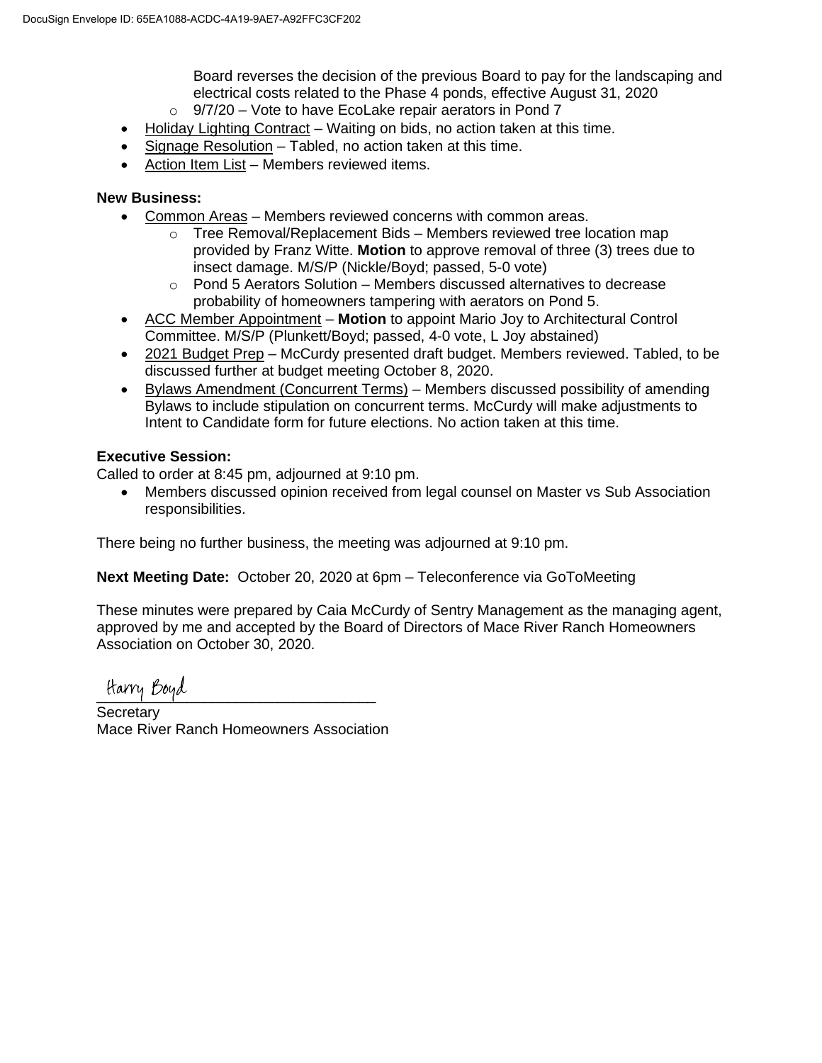Board reverses the decision of the previous Board to pay for the landscaping and electrical costs related to the Phase 4 ponds, effective August 31, 2020
    - 9/7/20 – Vote to have EcoLake repair aerators in Pond 7
- Holiday Lighting Contract – Waiting on bids, no action taken at this time.
- Signage Resolution – Tabled, no action taken at this time.
- Action Item List – Members reviewed items.

**New Business:**

- Common Areas – Members reviewed concerns with common areas.
    - Tree Removal/Replacement Bids – Members reviewed tree location map provided by Franz Witte. **Motion** to approve removal of three (3) trees due to insect damage. M/S/P (Nickle/Boyd; passed, 5-0 vote)
    - Pond 5 Aerators Solution – Members discussed alternatives to decrease probability of homeowners tampering with aerators on Pond 5.
- ACC Member Appointment – **Motion** to appoint Mario Joy to Architectural Control Committee. M/S/P (Plunkett/Boyd; passed, 4-0 vote, L Joy abstained)
- 2021 Budget Prep – McCurdy presented draft budget. Members reviewed. Tabled, to be discussed further at budget meeting October 8, 2020.
- Bylaws Amendment (Concurrent Terms) – Members discussed possibility of amending Bylaws to include stipulation on concurrent terms. McCurdy will make adjustments to Intent to Candidate form for future elections. No action taken at this time.

**Executive Session:**
Called to order at 8:45 pm, adjourned at 9:10 pm.

- Members discussed opinion received from legal counsel on Master vs Sub Association responsibilities.

There being no further business, the meeting was adjourned at 9:10 pm.

**Next Meeting Date:** October 20, 2020 at 6pm – Teleconference via GoToMeeting

These minutes were prepared by Caia McCurdy of Sentry Management as the managing agent, approved by me and accepted by the Board of Directors of Mace River Ranch Homeowners Association on October 30, 2020.

Harry Boyd
________________________________
Secretary
Mace River Ranch Homeowners Association